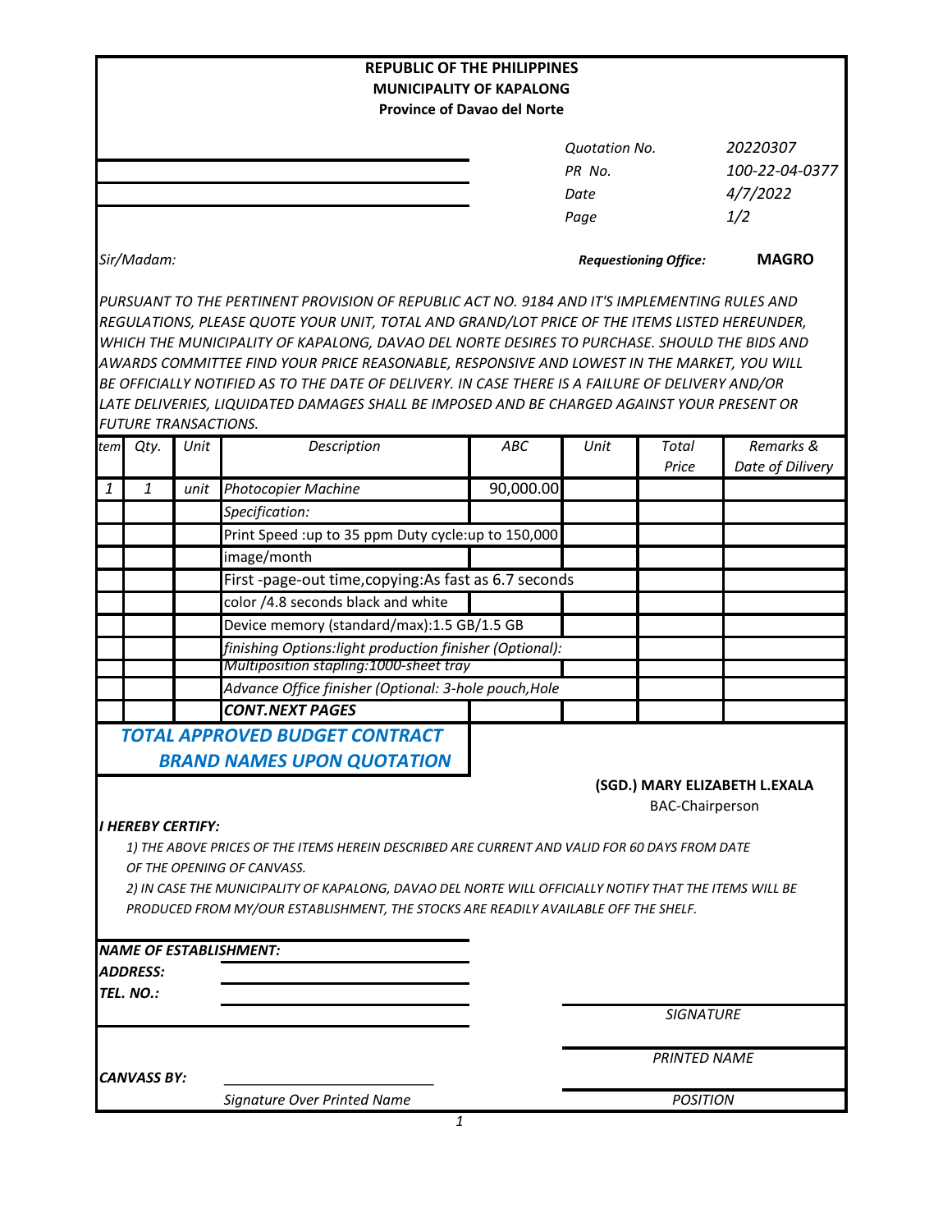**REPUBLIC OF THE PHILIPPINES**
**MUNICIPALITY OF KAPALONG**
**Province of Davao del Norte**

| | |
|---|---|
| *Quotation No.* | *20220307* |
| *PR No.* | *100-22-04-0377* |
| *Date* | *4/7/2022* |
| *Page* | *1/2* |

*Sir/Madam:*

***Requestioning Office:*** **MAGRO**

*PURSUANT TO THE PERTINENT PROVISION OF REPUBLIC ACT NO. 9184 AND IT'S IMPLEMENTING RULES AND REGULATIONS, PLEASE QUOTE YOUR UNIT, TOTAL AND GRAND/LOT PRICE OF THE ITEMS LISTED HEREUNDER, WHICH THE MUNICIPALITY OF KAPALONG, DAVAO DEL NORTE DESIRES TO PURCHASE. SHOULD THE BIDS AND AWARDS COMMITTEE FIND YOUR PRICE REASONABLE, RESPONSIVE AND LOWEST IN THE MARKET, YOU WILL BE OFFICIALLY NOTIFIED AS TO THE DATE OF DELIVERY. IN CASE THERE IS A FAILURE OF DELIVERY AND/OR LATE DELIVERIES, LIQUIDATED DAMAGES SHALL BE IMPOSED AND BE CHARGED AGAINST YOUR PRESENT OR FUTURE TRANSACTIONS.*

| *tem* | *Qty.* | *Unit* | *Description* | *ABC* | *Unit* | *Total Price* | *Remarks & Date of Dilivery* |
|---|---|---|---|---|---|---|---|
| *1* | *1* | *unit* | *Photocopier Machine* | 90,000.00 | | | |
| | | | *Specification:* | | | | |
| | | | Print Speed :up to 35 ppm Duty cycle:up to 150,000 | | | | |
| | | | image/month | | | | |
| | | | First -page-out time,copying:As fast as 6.7 seconds | | | | |
| | | | color /4.8 seconds black and white | | | | |
| | | | Device memory (standard/max):1.5 GB/1.5 GB | | | | |
| | | | *finishing Options:light production finisher (Optional):* | | | | |
| | | | *Multiposition stapling:1000-sheet tray* | | | | |
| | | | *Advance Office finisher (Optional: 3-hole pouch,Hole* | | | | |
| | | | ***CONT.NEXT PAGES*** | | | | |

***TOTAL APPROVED BUDGET CONTRACT***
***BRAND NAMES UPON QUOTATION***

**(SGD.) MARY ELIZABETH L.EXALA**
BAC-Chairperson

***I HEREBY CERTIFY:***

*1) THE ABOVE PRICES OF THE ITEMS HEREIN DESCRIBED ARE CURRENT AND VALID FOR 60 DAYS FROM DATE OF THE OPENING OF CANVASS.*

*2) IN CASE THE MUNICIPALITY OF KAPALONG, DAVAO DEL NORTE WILL OFFICIALLY NOTIFY THAT THE ITEMS WILL BE PRODUCED FROM MY/OUR ESTABLISHMENT, THE STOCKS ARE READILY AVAILABLE OFF THE SHELF.*

***NAME OF ESTABLISHMENT:***
***ADDRESS:***
***TEL. NO.:***

*SIGNATURE*

*PRINTED NAME*

***CANVASS BY:*** ___________________________
*Signature Over Printed Name*

*POSITION*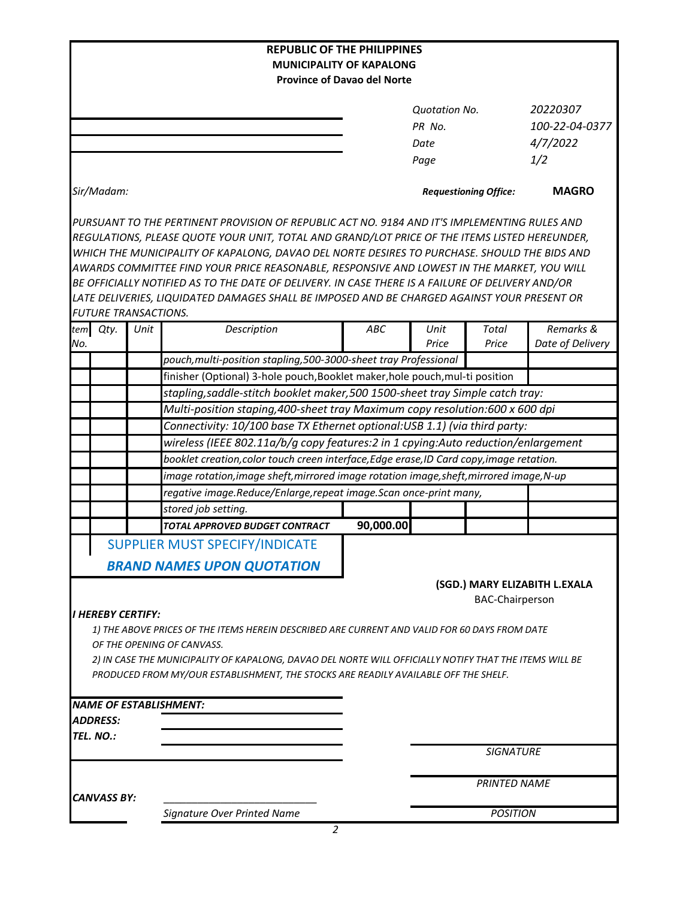**REPUBLIC OF THE PHILIPPINES**
**MUNICIPALITY OF KAPALONG**
**Province of Davao del Norte**

| | |
|---|---|
| *Quotation No.* | *20220307* |
| *PR No.* | *100-22-04-0377* |
| *Date* | *4/7/2022* |
| *Page* | *1/2* |

*Sir/Madam:*

***Requestioning Office:*** **MAGRO**

*PURSUANT TO THE PERTINENT PROVISION OF REPUBLIC ACT NO. 9184 AND IT'S IMPLEMENTING RULES AND REGULATIONS, PLEASE QUOTE YOUR UNIT, TOTAL AND GRAND/LOT PRICE OF THE ITEMS LISTED HEREUNDER, WHICH THE MUNICIPALITY OF KAPALONG, DAVAO DEL NORTE DESIRES TO PURCHASE. SHOULD THE BIDS AND AWARDS COMMITTEE FIND YOUR PRICE REASONABLE, RESPONSIVE AND LOWEST IN THE MARKET, YOU WILL BE OFFICIALLY NOTIFIED AS TO THE DATE OF DELIVERY. IN CASE THERE IS A FAILURE OF DELIVERY AND/OR LATE DELIVERIES, LIQUIDATED DAMAGES SHALL BE IMPOSED AND BE CHARGED AGAINST YOUR PRESENT OR FUTURE TRANSACTIONS.*

| *tem No.* | *Qty.* | *Unit* | *Description* | *ABC* | *Unit Price* | *Total Price* | *Remarks & Date of Delivery* |
|---|---|---|---|---|---|---|---|
| | | | *pouch,multi-position stapling,500-3000-sheet tray Professional* | | | | |
| | | | *finisher (Optional) 3-hole pouch,Booklet maker,hole pouch,mul-ti position* | | | | |
| | | | *stapling,saddle-stitch booklet maker,500 1500-sheet tray Simple catch tray:* | | | | |
| | | | *Multi-position staping,400-sheet tray Maximum copy resolution:600 x 600 dpi* | | | | |
| | | | *Connectivity: 10/100 base TX Ethernet optional:USB 1.1) (via third party:* | | | | |
| | | | *wireless (IEEE 802.11a/b/g copy features:2 in 1 cpying:Auto reduction/enlargement* | | | | |
| | | | *booklet creation,color touch creen interface,Edge erase,ID Card copy,image retation.* | | | | |
| | | | *image rotation,image sheft,mirrored image rotation image,sheft,mirrored image,N-up* | | | | |
| | | | *regative image.Reduce/Enlarge,repeat image.Scan once-print many,* | | | | |
| | | | *stored job setting.* | | | | |
| | | | ***TOTAL APPROVED BUDGET CONTRACT*** | **90,000.00** | | | |

SUPPLIER MUST SPECIFY/INDICATE

***BRAND NAMES UPON QUOTATION***

**(SGD.) MARY ELIZABITH L.EXALA**
BAC-Chairperson

***I HEREBY CERTIFY:***

*1) THE ABOVE PRICES OF THE ITEMS HEREIN DESCRIBED ARE CURRENT AND VALID FOR 60 DAYS FROM DATE OF THE OPENING OF CANVASS.*

*2) IN CASE THE MUNICIPALITY OF KAPALONG, DAVAO DEL NORTE WILL OFFICIALLY NOTIFY THAT THE ITEMS WILL BE PRODUCED FROM MY/OUR ESTABLISHMENT, THE STOCKS ARE READILY AVAILABLE OFF THE SHELF.*

***NAME OF ESTABLISHMENT:*** ______________________

***ADDRESS:*** ______________________

***TEL. NO.:*** ______________________

______________________
*SIGNATURE*

______________________
*PRINTED NAME*

______________________
*POSITION*

***CANVASS BY:*** ______________________
*Signature Over Printed Name*